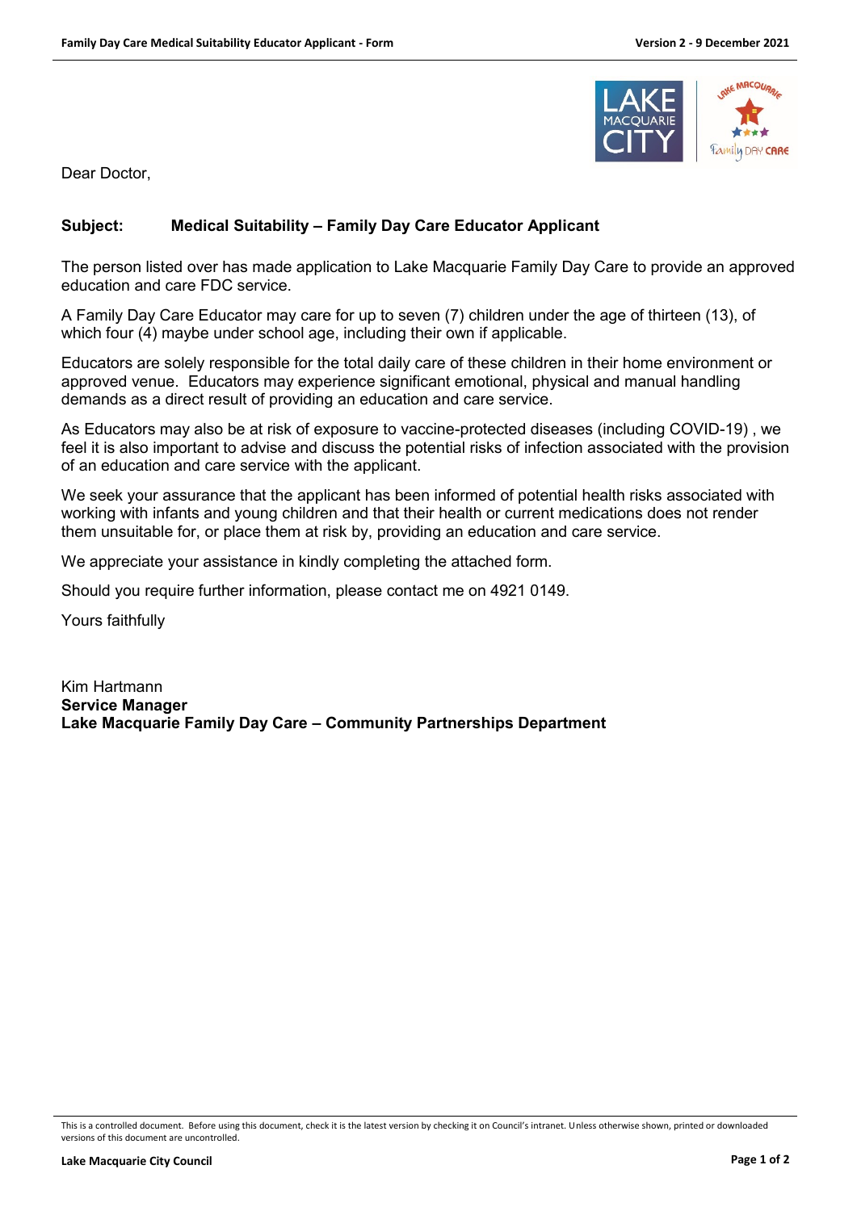Dear Doctor,

**Subject: Medical Suitability – Family Day Care Educator Applicant**

The person listed over has made application to Lake Macquarie Family Day Care to provide an approved education and care FDC service.

A Family Day Care Educator may care for up to seven (7) children under the age of thirteen (13), of which four (4) maybe under school age, including their own if applicable.

Educators are solely responsible for the total daily care of these children in their home environment or approved venue. Educators may experience significant emotional, physical and manual handling demands as a direct result of providing an education and care service.

As Educators may also be at risk of exposure to vaccine-protected diseases (including COVID-19) , we feel it is also important to advise and discuss the potential risks of infection associated with the provision of an education and care service with the applicant.

We seek your assurance that the applicant has been informed of potential health risks associated with working with infants and young children and that their health or current medications does not render them unsuitable for, or place them at risk by, providing an education and care service.

We appreciate your assistance in kindly completing the attached form.

Should you require further information, please contact me on 4921 0149.

Yours faithfully

Kim Hartmann
**Service Manager**
**Lake Macquarie Family Day Care – Community Partnerships Department**

This is a controlled document. Before using this document, check it is the latest version by checking it on Council's intranet. Unless otherwise shown, printed or downloaded versions of this document are uncontrolled.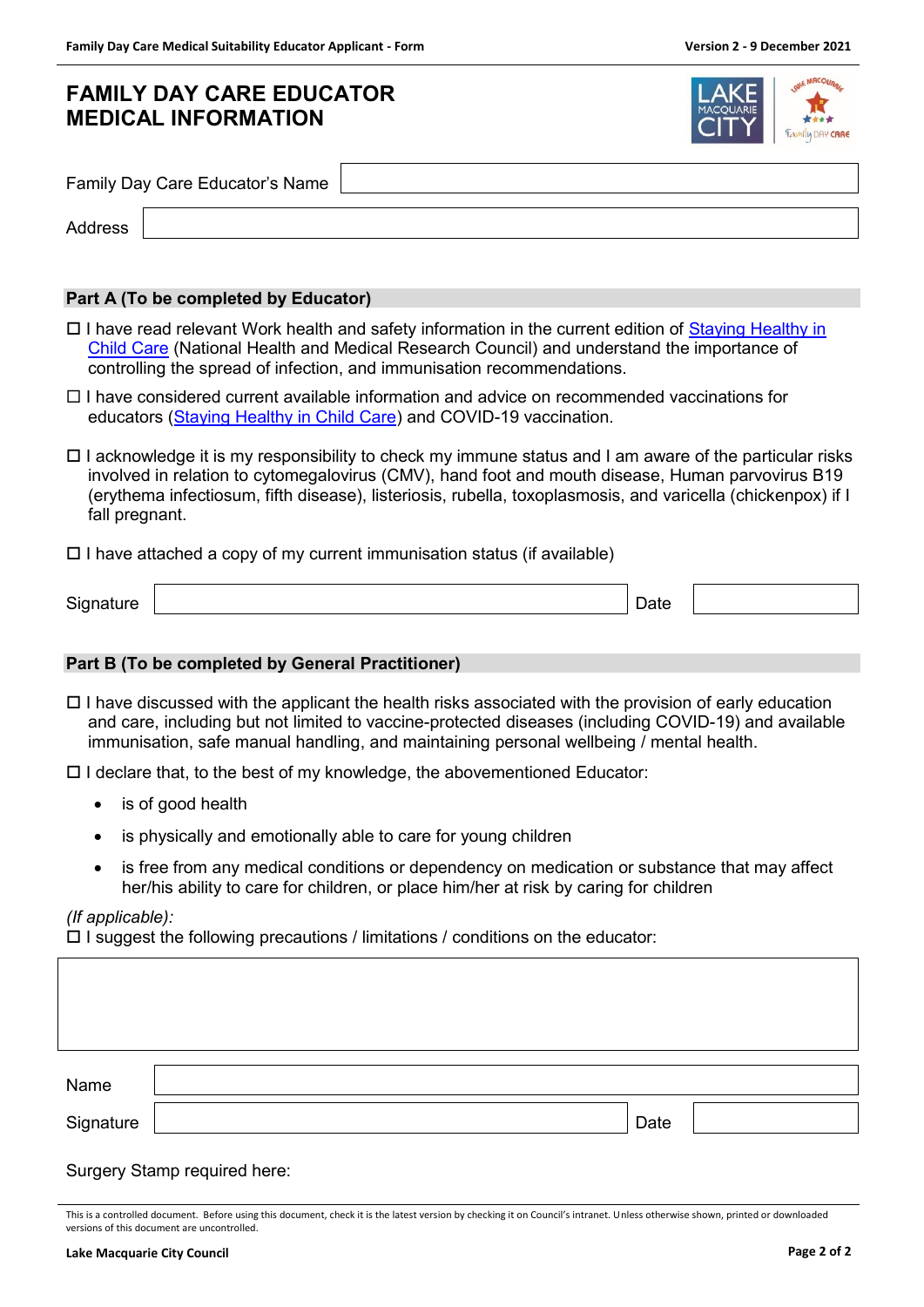# FAMILY DAY CARE EDUCATOR MEDICAL INFORMATION

Family Day Care Educator's Name

Address

## Part A (To be completed by Educator)

☐ I have read relevant Work health and safety information in the current edition of [Staying Healthy in Child Care](#) (National Health and Medical Research Council) and understand the importance of controlling the spread of infection, and immunisation recommendations.

☐ I have considered current available information and advice on recommended vaccinations for educators ([Staying Healthy in Child Care](#)) and COVID-19 vaccination.

☐ I acknowledge it is my responsibility to check my immune status and I am aware of the particular risks involved in relation to cytomegalovirus (CMV), hand foot and mouth disease, Human parvovirus B19 (erythema infectiosum, fifth disease), listeriosis, rubella, toxoplasmosis, and varicella (chickenpox) if I fall pregnant.

☐ I have attached a copy of my current immunisation status (if available)

Signature | Date

## Part B (To be completed by General Practitioner)

☐ I have discussed with the applicant the health risks associated with the provision of early education and care, including but not limited to vaccine-protected diseases (including COVID-19) and available immunisation, safe manual handling, and maintaining personal wellbeing / mental health.

☐ I declare that, to the best of my knowledge, the abovementioned Educator:

- is of good health
- is physically and emotionally able to care for young children
- is free from any medical conditions or dependency on medication or substance that may affect her/his ability to care for children, or place him/her at risk by caring for children

*(If applicable):*
☐ I suggest the following precautions / limitations / conditions on the educator:

Name

Signature | Date

Surgery Stamp required here:

This is a controlled document. Before using this document, check it is the latest version by checking it on Council's intranet. Unless otherwise shown, printed or downloaded versions of this document are uncontrolled.